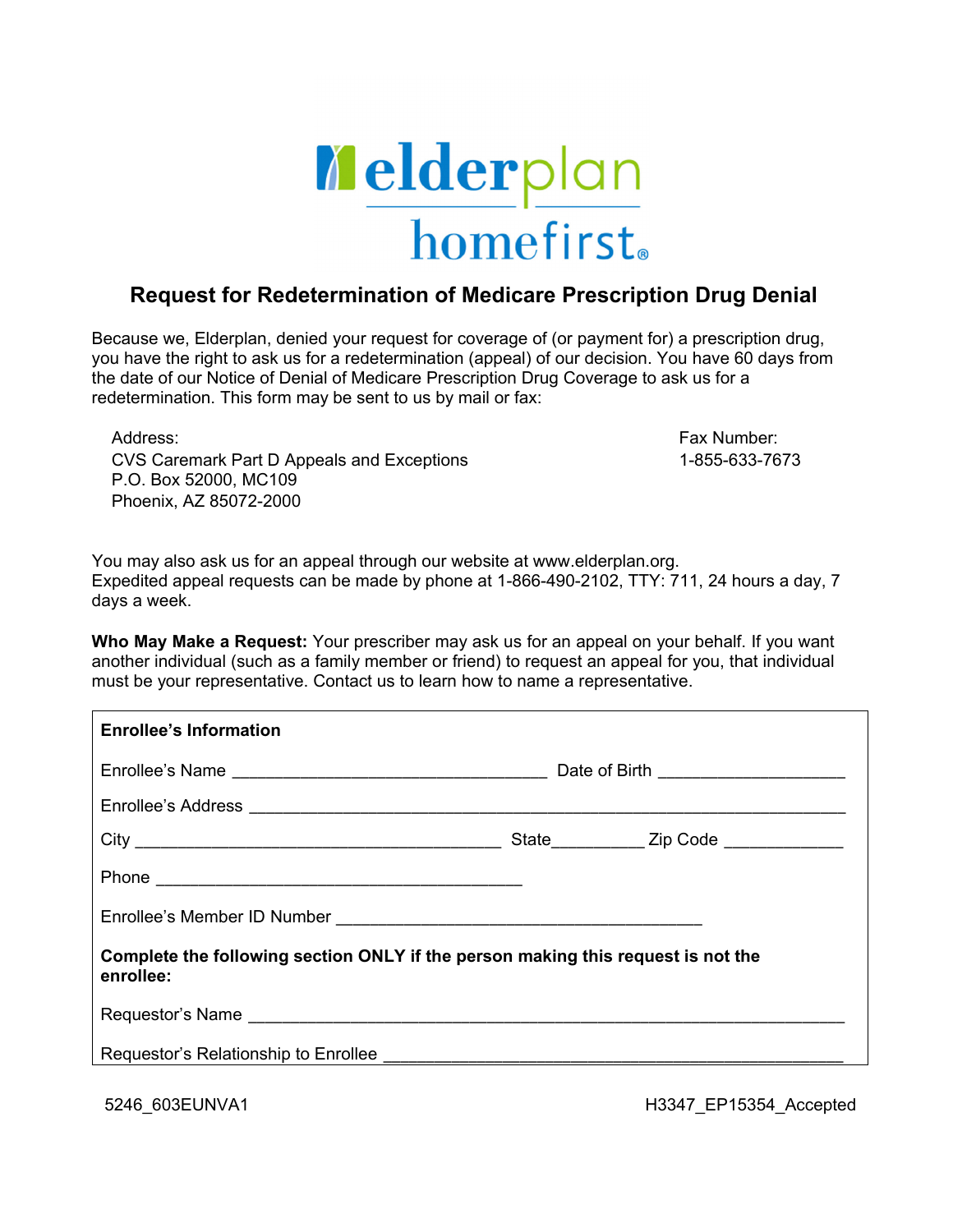elderplan homefirst®

# Request for Redetermination of Medicare Prescription Drug Denial

Because we, Elderplan, denied your request for coverage of (or payment for) a prescription drug, you have the right to ask us for a redetermination (appeal) of our decision. You have 60 days from the date of our Notice of Denial of Medicare Prescription Drug Coverage to ask us for a redetermination. This form may be sent to us by mail or fax:

Address:
CVS Caremark Part D Appeals and Exceptions
P.O. Box 52000, MC109
Phoenix, AZ 85072-2000

Fax Number:
1-855-633-7673

You may also ask us for an appeal through our website at www.elderplan.org.
Expedited appeal requests can be made by phone at 1-866-490-2102, TTY: 711, 24 hours a day, 7 days a week.

**Who May Make a Request:** Your prescriber may ask us for an appeal on your behalf. If you want another individual (such as a family member or friend) to request an appeal for you, that individual must be your representative. Contact us to learn how to name a representative.

**Enrollee's Information**

Enrollee's Name ________________________________ Date of Birth ___________________

Enrollee's Address ____________________________________________________________

City ______________________________________ State_________ Zip Code ____________

Phone ______________________________________

Enrollee's Member ID Number ______________________________________

**Complete the following section ONLY if the person making this request is not the enrollee:**

Requestor's Name ______________________________________________________________

Requestor's Relationship to Enrollee ______________________________________________

5246_603EUNVA1

H3347_EP15354_Accepted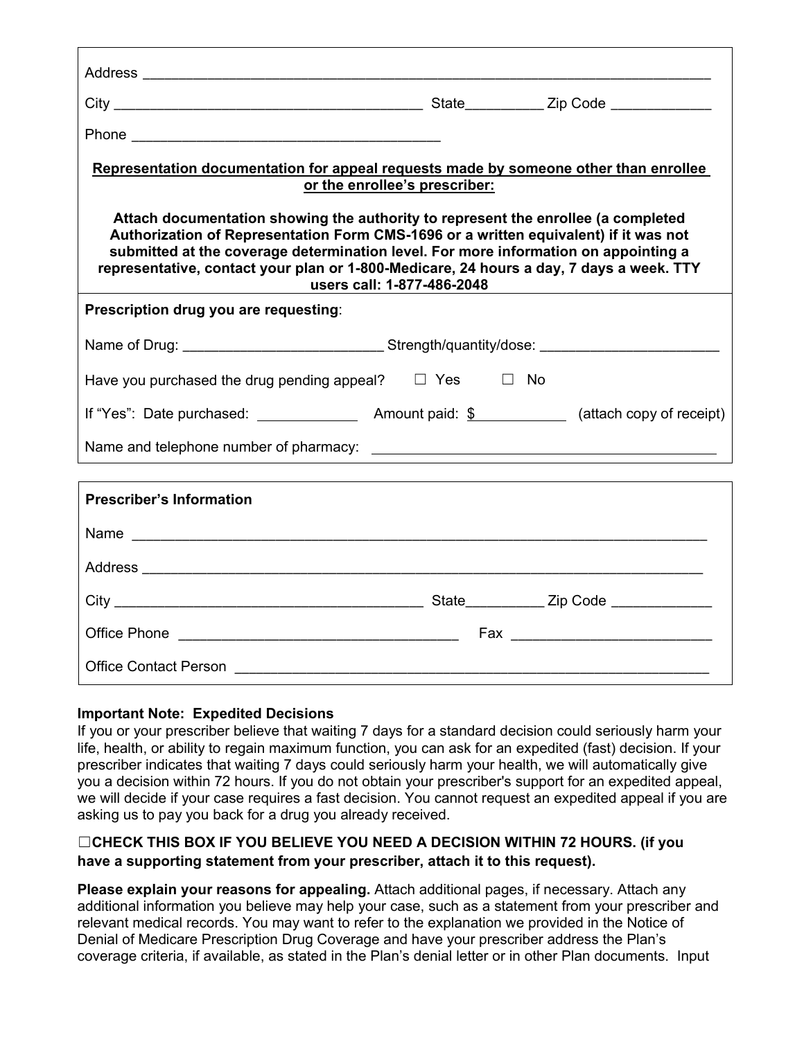Address ___________________________________________________________________________

City _______________________________________ State__________ Zip Code _____________

Phone _______________________________________

**Representation documentation for appeal requests made by someone other than enrollee or the enrollee's prescriber:**

**Attach documentation showing the authority to represent the enrollee (a completed Authorization of Representation Form CMS-1696 or a written equivalent) if it was not submitted at the coverage determination level. For more information on appointing a representative, contact your plan or 1-800-Medicare, 24 hours a day, 7 days a week. TTY users call: 1-877-486-2048**

**Prescription drug you are requesting**:

Name of Drug: _________________________ Strength/quantity/dose: _______________________

Have you purchased the drug pending appeal? ☐ Yes ☐ No

If "Yes": Date purchased: _____________ Amount paid: $___________ (attach copy of receipt)

Name and telephone number of pharmacy: ___________________________________________

**Prescriber's Information**

Name ___________________________________________________________________________

Address _________________________________________________________________________

City _______________________________________ State__________ Zip Code _____________

Office Phone __________________________________ Fax _________________________

Office Contact Person ___________________________________________________________

**Important Note: Expedited Decisions**

If you or your prescriber believe that waiting 7 days for a standard decision could seriously harm your life, health, or ability to regain maximum function, you can ask for an expedited (fast) decision. If your prescriber indicates that waiting 7 days could seriously harm your health, we will automatically give you a decision within 72 hours. If you do not obtain your prescriber's support for an expedited appeal, we will decide if your case requires a fast decision. You cannot request an expedited appeal if you are asking us to pay you back for a drug you already received.

**☐CHECK THIS BOX IF YOU BELIEVE YOU NEED A DECISION WITHIN 72 HOURS. (if you have a supporting statement from your prescriber, attach it to this request).**

**Please explain your reasons for appealing.** Attach additional pages, if necessary. Attach any additional information you believe may help your case, such as a statement from your prescriber and relevant medical records. You may want to refer to the explanation we provided in the Notice of Denial of Medicare Prescription Drug Coverage and have your prescriber address the Plan's coverage criteria, if available, as stated in the Plan's denial letter or in other Plan documents. Input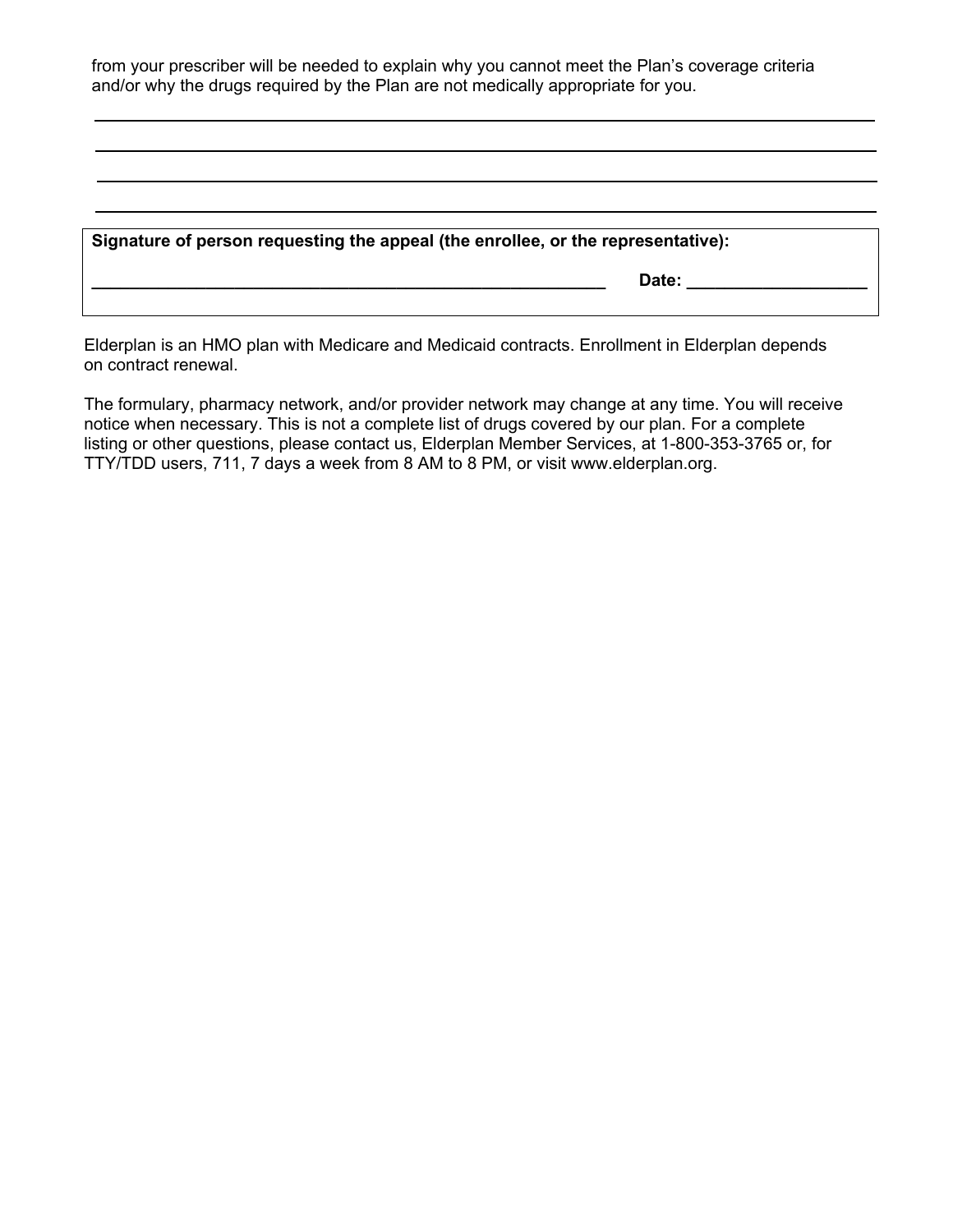from your prescriber will be needed to explain why you cannot meet the Plan's coverage criteria and/or why the drugs required by the Plan are not medically appropriate for you.

\_\_\_\_\_\_\_\_\_\_\_\_\_\_\_\_\_\_\_\_\_\_\_\_\_\_\_\_\_\_\_\_\_\_\_\_\_\_\_\_\_\_\_\_\_\_\_\_\_\_\_\_\_\_\_\_\_\_\_\_\_\_\_\_\_\_\_\_\_\_\_\_\_\_\_\_

\_\_\_\_\_\_\_\_\_\_\_\_\_\_\_\_\_\_\_\_\_\_\_\_\_\_\_\_\_\_\_\_\_\_\_\_\_\_\_\_\_\_\_\_\_\_\_\_\_\_\_\_\_\_\_\_\_\_\_\_\_\_\_\_\_\_\_\_\_\_\_\_\_\_\_\_

\_\_\_\_\_\_\_\_\_\_\_\_\_\_\_\_\_\_\_\_\_\_\_\_\_\_\_\_\_\_\_\_\_\_\_\_\_\_\_\_\_\_\_\_\_\_\_\_\_\_\_\_\_\_\_\_\_\_\_\_\_\_\_\_\_\_\_\_\_\_\_\_\_\_\_\_

\_\_\_\_\_\_\_\_\_\_\_\_\_\_\_\_\_\_\_\_\_\_\_\_\_\_\_\_\_\_\_\_\_\_\_\_\_\_\_\_\_\_\_\_\_\_\_\_\_\_\_\_\_\_\_\_\_\_\_\_\_\_\_\_\_\_\_\_\_\_\_\_\_\_\_\_

**Signature of person requesting the appeal (the enrollee, or the representative):**

**\_\_\_\_\_\_\_\_\_\_\_\_\_\_\_\_\_\_\_\_\_\_\_\_\_\_\_\_\_\_\_\_\_\_\_\_\_\_\_\_\_\_\_\_\_\_\_\_\_\_\_\_\_\_\_\_ Date: \_\_\_\_\_\_\_\_\_\_\_\_\_\_\_\_\_\_\_**

Elderplan is an HMO plan with Medicare and Medicaid contracts. Enrollment in Elderplan depends on contract renewal.

The formulary, pharmacy network, and/or provider network may change at any time. You will receive notice when necessary. This is not a complete list of drugs covered by our plan. For a complete listing or other questions, please contact us, Elderplan Member Services, at 1-800-353-3765 or, for TTY/TDD users, 711, 7 days a week from 8 AM to 8 PM, or visit www.elderplan.org.